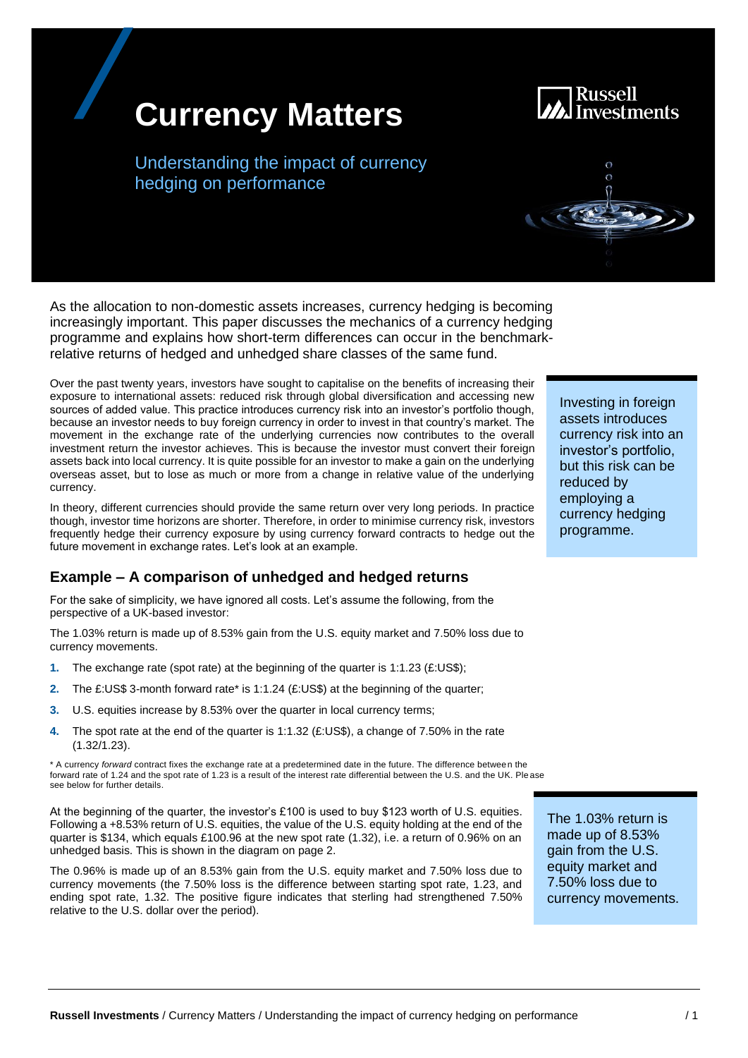# Currency Matters

Understanding the impact of currency hedging on performance

As the allocation to non-domestic assets increases, currency hedging is becoming increasingly important. This paper discusses the mechanics of a currency hedging programme and explains how short-term differences can occur in the benchmark-relative returns of hedged and unhedged share classes of the same fund.

Over the past twenty years, investors have sought to capitalise on the benefits of increasing their exposure to international assets: reduced risk through global diversification and accessing new sources of added value. This practice introduces currency risk into an investor's portfolio though, because an investor needs to buy foreign currency in order to invest in that country's market. The movement in the exchange rate of the underlying currencies now contributes to the overall investment return the investor achieves. This is because the investor must convert their foreign assets back into local currency. It is quite possible for an investor to make a gain on the underlying overseas asset, but to lose as much or more from a change in relative value of the underlying currency.

In theory, different currencies should provide the same return over very long periods. In practice though, investor time horizons are shorter. Therefore, in order to minimise currency risk, investors frequently hedge their currency exposure by using currency forward contracts to hedge out the future movement in exchange rates. Let's look at an example.

> Investing in foreign assets introduces currency risk into an investor's portfolio, but this risk can be reduced by employing a currency hedging programme.

## Example – A comparison of unhedged and hedged returns

For the sake of simplicity, we have ignored all costs. Let's assume the following, from the perspective of a UK-based investor:

The 1.03% return is made up of 8.53% gain from the U.S. equity market and 7.50% loss due to currency movements.

1. The exchange rate (spot rate) at the beginning of the quarter is 1:1.23 (£:US$);
2. The £:US$ 3-month forward rate* is 1:1.24 (£:US$) at the beginning of the quarter;
3. U.S. equities increase by 8.53% over the quarter in local currency terms;
4. The spot rate at the end of the quarter is 1:1.32 (£:US$), a change of 7.50% in the rate (1.32/1.23).

\* A currency *forward* contract fixes the exchange rate at a predetermined date in the future. The difference between the forward rate of 1.24 and the spot rate of 1.23 is a result of the interest rate differential between the U.S. and the UK. Please see below for further details.

At the beginning of the quarter, the investor's £100 is used to buy $123 worth of U.S. equities. Following a +8.53% return of U.S. equities, the value of the U.S. equity holding at the end of the quarter is $134, which equals £100.96 at the new spot rate (1.32), i.e. a return of 0.96% on an unhedged basis. This is shown in the diagram on page 2.

The 0.96% is made up of an 8.53% gain from the U.S. equity market and 7.50% loss due to currency movements (the 7.50% loss is the difference between starting spot rate, 1.23, and ending spot rate, 1.32. The positive figure indicates that sterling had strengthened 7.50% relative to the U.S. dollar over the period).

> The 1.03% return is made up of 8.53% gain from the U.S. equity market and 7.50% loss due to currency movements.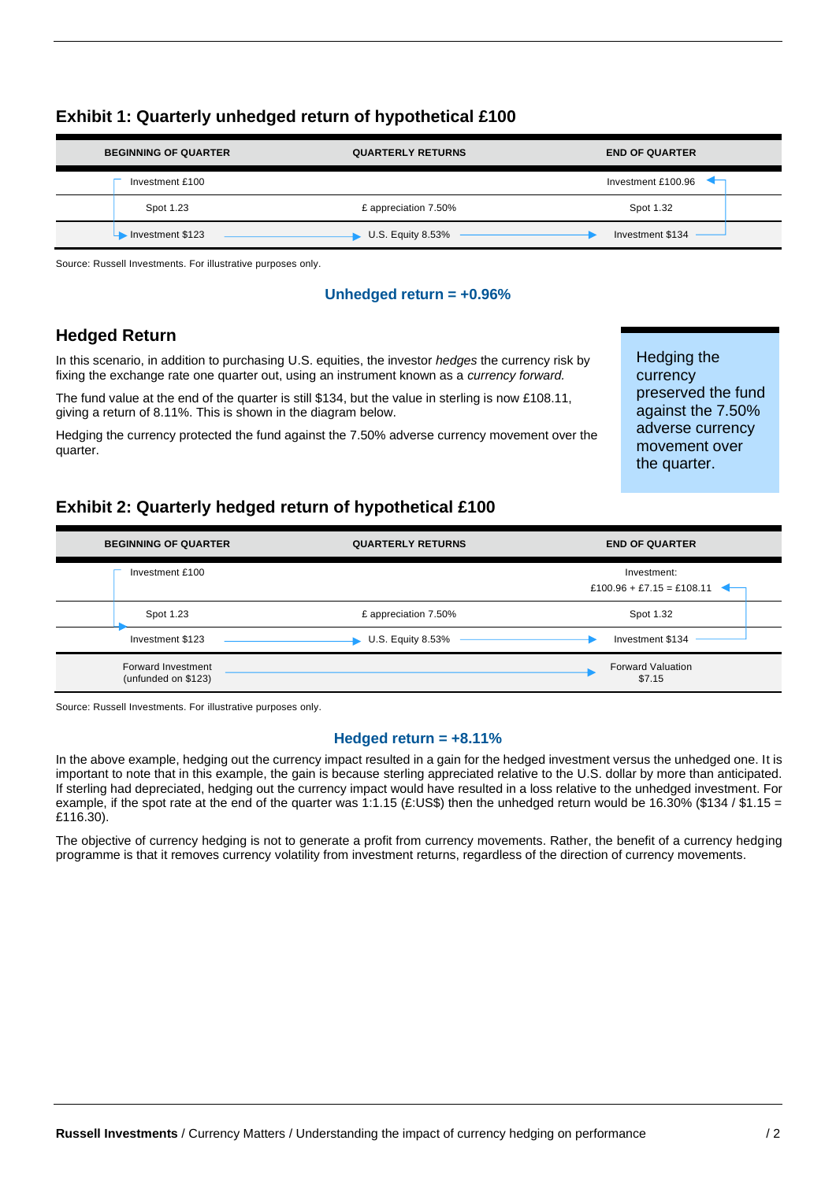### Exhibit 1: Quarterly unhedged return of hypothetical £100

| BEGINNING OF QUARTER | QUARTERLY RETURNS | END OF QUARTER |
|---|---|---|
| Investment £100 | | Investment £100.96 |
| Spot 1.23 | £ appreciation 7.50% | Spot 1.32 |
| Investment $123 | U.S. Equity 8.53% | Investment $134 |

Source: Russell Investments. For illustrative purposes only.

**Unhedged return = +0.96%**

## Hedged Return

In this scenario, in addition to purchasing U.S. equities, the investor *hedges* the currency risk by fixing the exchange rate one quarter out, using an instrument known as a *currency forward.*

The fund value at the end of the quarter is still $134, but the value in sterling is now £108.11, giving a return of 8.11%. This is shown in the diagram below.

Hedging the currency protected the fund against the 7.50% adverse currency movement over the quarter.

> Hedging the currency preserved the fund against the 7.50% adverse currency movement over the quarter.

### Exhibit 2: Quarterly hedged return of hypothetical £100

| BEGINNING OF QUARTER | QUARTERLY RETURNS | END OF QUARTER |
|---|---|---|
| Investment £100 | | Investment: £100.96 + £7.15 = £108.11 |
| Spot 1.23 | £ appreciation 7.50% | Spot 1.32 |
| Investment $123 | U.S. Equity 8.53% | Investment $134 |
| Forward Investment (unfunded on $123) | | Forward Valuation $7.15 |

Source: Russell Investments. For illustrative purposes only.

**Hedged return = +8.11%**

In the above example, hedging out the currency impact resulted in a gain for the hedged investment versus the unhedged one. It is important to note that in this example, the gain is because sterling appreciated relative to the U.S. dollar by more than anticipated. If sterling had depreciated, hedging out the currency impact would have resulted in a loss relative to the unhedged investment. For example, if the spot rate at the end of the quarter was 1:1.15 (£:US$) then the unhedged return would be 16.30% ($134 / $1.15 = £116.30).

The objective of currency hedging is not to generate a profit from currency movements. Rather, the benefit of a currency hedging programme is that it removes currency volatility from investment returns, regardless of the direction of currency movements.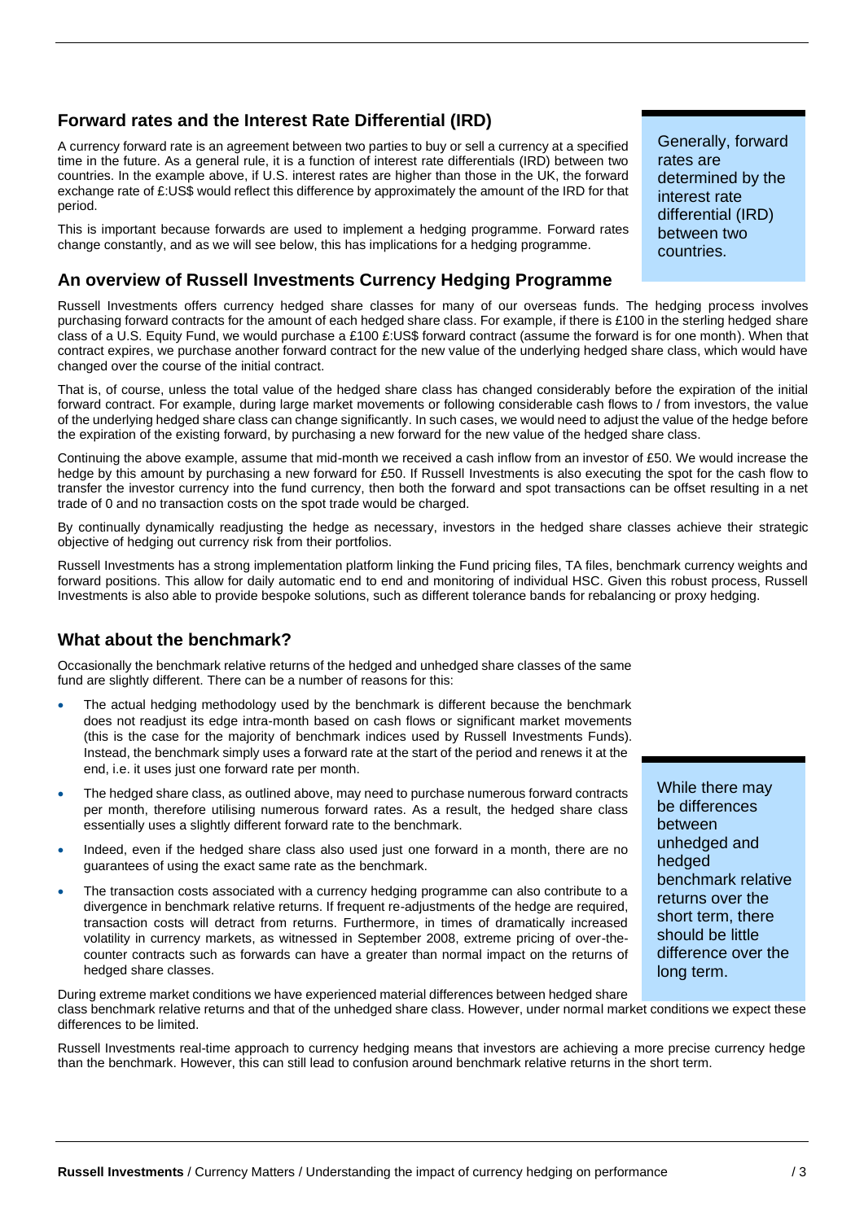## Forward rates and the Interest Rate Differential (IRD)

A currency forward rate is an agreement between two parties to buy or sell a currency at a specified time in the future. As a general rule, it is a function of interest rate differentials (IRD) between two countries. In the example above, if U.S. interest rates are higher than those in the UK, the forward exchange rate of £:US$ would reflect this difference by approximately the amount of the IRD for that period.

This is important because forwards are used to implement a hedging programme. Forward rates change constantly, and as we will see below, this has implications for a hedging programme.

Generally, forward rates are determined by the interest rate differential (IRD) between two countries.

## An overview of Russell Investments Currency Hedging Programme

Russell Investments offers currency hedged share classes for many of our overseas funds. The hedging process involves purchasing forward contracts for the amount of each hedged share class. For example, if there is £100 in the sterling hedged share class of a U.S. Equity Fund, we would purchase a £100 £:US$ forward contract (assume the forward is for one month). When that contract expires, we purchase another forward contract for the new value of the underlying hedged share class, which would have changed over the course of the initial contract.

That is, of course, unless the total value of the hedged share class has changed considerably before the expiration of the initial forward contract. For example, during large market movements or following considerable cash flows to / from investors, the value of the underlying hedged share class can change significantly. In such cases, we would need to adjust the value of the hedge before the expiration of the existing forward, by purchasing a new forward for the new value of the hedged share class.

Continuing the above example, assume that mid-month we received a cash inflow from an investor of £50. We would increase the hedge by this amount by purchasing a new forward for £50. If Russell Investments is also executing the spot for the cash flow to transfer the investor currency into the fund currency, then both the forward and spot transactions can be offset resulting in a net trade of 0 and no transaction costs on the spot trade would be charged.

By continually dynamically readjusting the hedge as necessary, investors in the hedged share classes achieve their strategic objective of hedging out currency risk from their portfolios.

Russell Investments has a strong implementation platform linking the Fund pricing files, TA files, benchmark currency weights and forward positions. This allow for daily automatic end to end and monitoring of individual HSC. Given this robust process, Russell Investments is also able to provide bespoke solutions, such as different tolerance bands for rebalancing or proxy hedging.

## What about the benchmark?

Occasionally the benchmark relative returns of the hedged and unhedged share classes of the same fund are slightly different. There can be a number of reasons for this:

- The actual hedging methodology used by the benchmark is different because the benchmark does not readjust its edge intra-month based on cash flows or significant market movements (this is the case for the majority of benchmark indices used by Russell Investments Funds). Instead, the benchmark simply uses a forward rate at the start of the period and renews it at the end, i.e. it uses just one forward rate per month.
- The hedged share class, as outlined above, may need to purchase numerous forward contracts per month, therefore utilising numerous forward rates. As a result, the hedged share class essentially uses a slightly different forward rate to the benchmark.
- Indeed, even if the hedged share class also used just one forward in a month, there are no guarantees of using the exact same rate as the benchmark.
- The transaction costs associated with a currency hedging programme can also contribute to a divergence in benchmark relative returns. If frequent re-adjustments of the hedge are required, transaction costs will detract from returns. Furthermore, in times of dramatically increased volatility in currency markets, as witnessed in September 2008, extreme pricing of over-the-counter contracts such as forwards can have a greater than normal impact on the returns of hedged share classes.

While there may be differences between unhedged and hedged benchmark relative returns over the short term, there should be little difference over the long term.

During extreme market conditions we have experienced material differences between hedged share class benchmark relative returns and that of the unhedged share class. However, under normal market conditions we expect these differences to be limited.

Russell Investments real-time approach to currency hedging means that investors are achieving a more precise currency hedge than the benchmark. However, this can still lead to confusion around benchmark relative returns in the short term.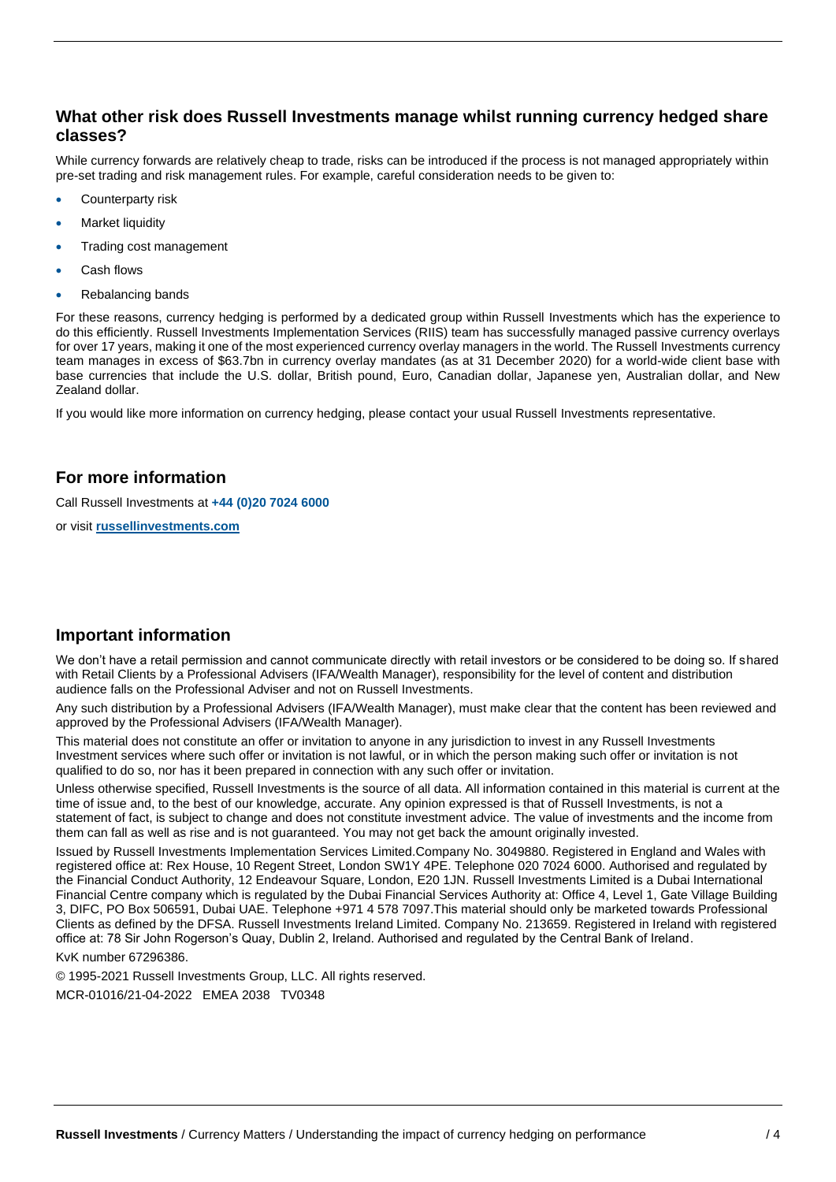## What other risk does Russell Investments manage whilst running currency hedged share classes?

While currency forwards are relatively cheap to trade, risks can be introduced if the process is not managed appropriately within pre-set trading and risk management rules. For example, careful consideration needs to be given to:

- Counterparty risk
- Market liquidity
- Trading cost management
- Cash flows
- Rebalancing bands

For these reasons, currency hedging is performed by a dedicated group within Russell Investments which has the experience to do this efficiently. Russell Investments Implementation Services (RIIS) team has successfully managed passive currency overlays for over 17 years, making it one of the most experienced currency overlay managers in the world. The Russell Investments currency team manages in excess of $63.7bn in currency overlay mandates (as at 31 December 2020) for a world-wide client base with base currencies that include the U.S. dollar, British pound, Euro, Canadian dollar, Japanese yen, Australian dollar, and New Zealand dollar.

If you would like more information on currency hedging, please contact your usual Russell Investments representative.

## For more information

Call Russell Investments at **+44 (0)20 7024 6000**

or visit **russellinvestments.com**

## Important information

We don't have a retail permission and cannot communicate directly with retail investors or be considered to be doing so. If shared with Retail Clients by a Professional Advisers (IFA/Wealth Manager), responsibility for the level of content and distribution audience falls on the Professional Adviser and not on Russell Investments.

Any such distribution by a Professional Advisers (IFA/Wealth Manager), must make clear that the content has been reviewed and approved by the Professional Advisers (IFA/Wealth Manager).

This material does not constitute an offer or invitation to anyone in any jurisdiction to invest in any Russell Investments Investment services where such offer or invitation is not lawful, or in which the person making such offer or invitation is not qualified to do so, nor has it been prepared in connection with any such offer or invitation.

Unless otherwise specified, Russell Investments is the source of all data. All information contained in this material is current at the time of issue and, to the best of our knowledge, accurate. Any opinion expressed is that of Russell Investments, is not a statement of fact, is subject to change and does not constitute investment advice. The value of investments and the income from them can fall as well as rise and is not guaranteed. You may not get back the amount originally invested.

Issued by Russell Investments Implementation Services Limited.Company No. 3049880. Registered in England and Wales with registered office at: Rex House, 10 Regent Street, London SW1Y 4PE. Telephone 020 7024 6000. Authorised and regulated by the Financial Conduct Authority, 12 Endeavour Square, London, E20 1JN. Russell Investments Limited is a Dubai International Financial Centre company which is regulated by the Dubai Financial Services Authority at: Office 4, Level 1, Gate Village Building 3, DIFC, PO Box 506591, Dubai UAE. Telephone +971 4 578 7097.This material should only be marketed towards Professional Clients as defined by the DFSA. Russell Investments Ireland Limited. Company No. 213659. Registered in Ireland with registered office at: 78 Sir John Rogerson's Quay, Dublin 2, Ireland. Authorised and regulated by the Central Bank of Ireland.

KvK number 67296386.

© 1995-2021 Russell Investments Group, LLC. All rights reserved.

MCR-01016/21-04-2022 EMEA 2038 TV0348